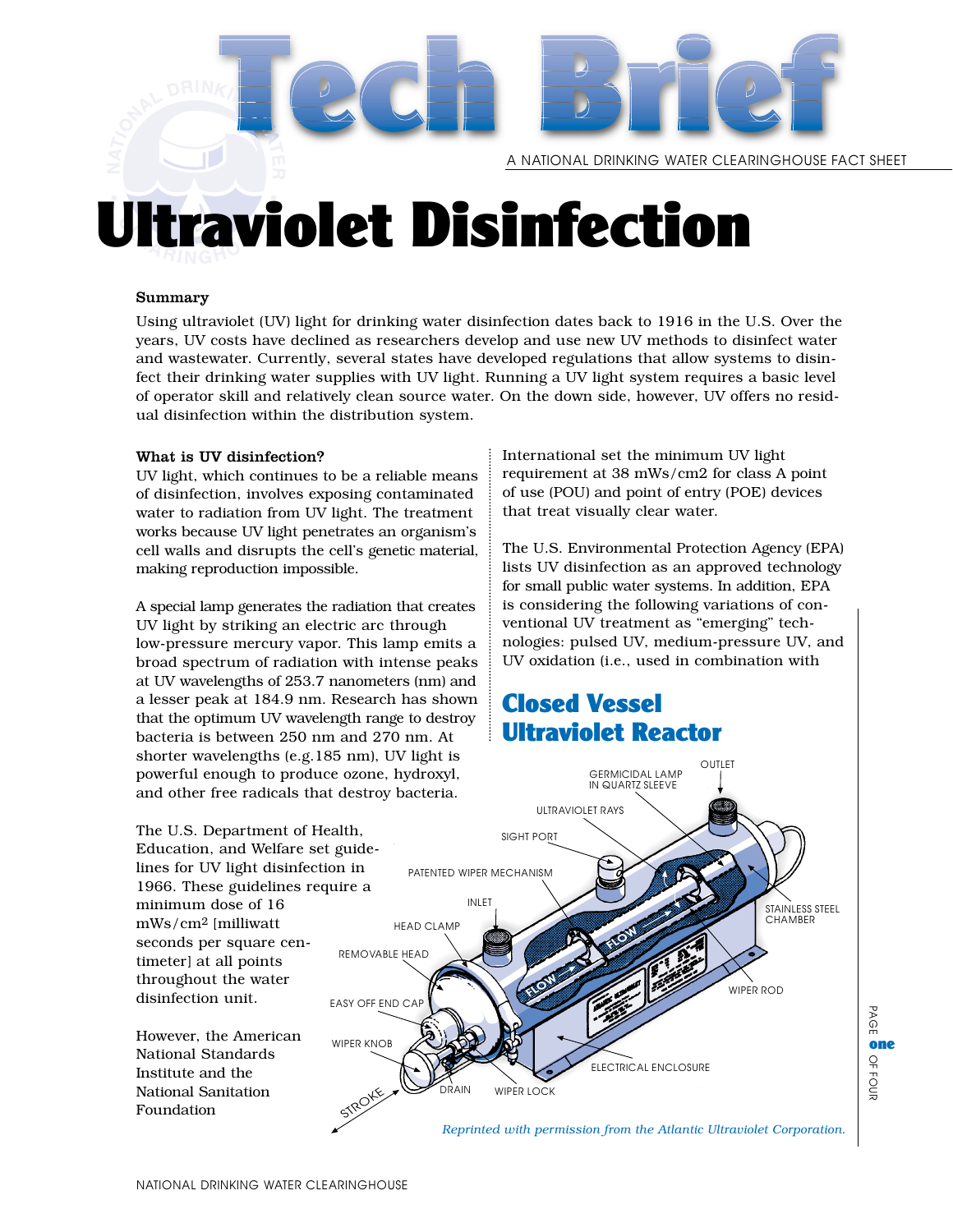# Tech Brief

A NATIONAL DRINKING WATER CLEARINGHOUSE FACT SHEET

# Ultraviolet Disinfection

**Summary**

Using ultraviolet (UV) light for drinking water disinfection dates back to 1916 in the U.S. Over the years, UV costs have declined as researchers develop and use new UV methods to disinfect water and wastewater. Currently, several states have developed regulations that allow systems to disinfect their drinking water supplies with UV light. Running a UV light system requires a basic level of operator skill and relatively clean source water. On the down side, however, UV offers no residual disinfection within the distribution system.

**What is UV disinfection?**

UV light, which continues to be a reliable means of disinfection, involves exposing contaminated water to radiation from UV light. The treatment works because UV light penetrates an organism's cell walls and disrupts the cell's genetic material, making reproduction impossible.

A special lamp generates the radiation that creates UV light by striking an electric arc through low-pressure mercury vapor. This lamp emits a broad spectrum of radiation with intense peaks at UV wavelengths of 253.7 nanometers (nm) and a lesser peak at 184.9 nm. Research has shown that the optimum UV wavelength range to destroy bacteria is between 250 nm and 270 nm. At shorter wavelengths (e.g.185 nm), UV light is powerful enough to produce ozone, hydroxyl, and other free radicals that destroy bacteria.

The U.S. Department of Health, Education, and Welfare set guidelines for UV light disinfection in 1966. These guidelines require a minimum dose of 16 mWs/cm$^2$ [milliwatt seconds per square centimeter] at all points throughout the water disinfection unit.

However, the American National Standards Institute and the National Sanitation Foundation International set the minimum UV light requirement at 38 mWs/cm2 for class A point of use (POU) and point of entry (POE) devices that treat visually clear water.

The U.S. Environmental Protection Agency (EPA) lists UV disinfection as an approved technology for small public water systems. In addition, EPA is considering the following variations of conventional UV treatment as "emerging" technologies: pulsed UV, medium-pressure UV, and UV oxidation (i.e., used in combination with

## Closed Vessel Ultraviolet Reactor

*Reprinted with permission from the Atlantic Ultraviolet Corporation.*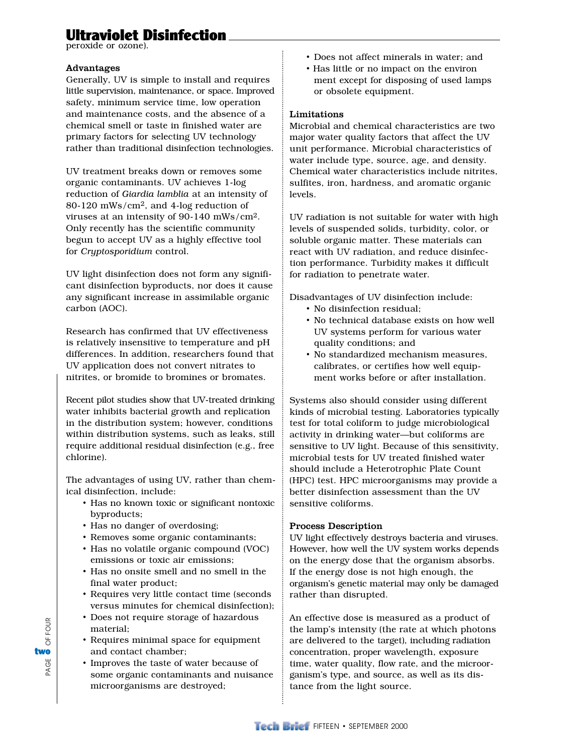peroxide or ozone).

### Advantages

Generally, UV is simple to install and requires little supervision, maintenance, or space. Improved safety, minimum service time, low operation and maintenance costs, and the absence of a chemical smell or taste in finished water are primary factors for selecting UV technology rather than traditional disinfection technologies.

UV treatment breaks down or removes some organic contaminants. UV achieves 1-log reduction of *Giardia lamblia* at an intensity of 80-120 mWs/cm$^2$, and 4-log reduction of viruses at an intensity of 90-140 mWs/cm$^2$. Only recently has the scientific community begun to accept UV as a highly effective tool for *Cryptosporidium* control.

UV light disinfection does not form any significant disinfection byproducts, nor does it cause any significant increase in assimilable organic carbon (AOC).

Research has confirmed that UV effectiveness is relatively insensitive to temperature and pH differences. In addition, researchers found that UV application does not convert nitrates to nitrites, or bromide to bromines or bromates.

Recent pilot studies show that UV-treated drinking water inhibits bacterial growth and replication in the distribution system; however, conditions within distribution systems, such as leaks, still require additional residual disinfection (e.g., free chlorine).

The advantages of using UV, rather than chemical disinfection, include:

- Has no known toxic or significant nontoxic byproducts;
- Has no danger of overdosing;
- Removes some organic contaminants;
- Has no volatile organic compound (VOC) emissions or toxic air emissions;
- Has no onsite smell and no smell in the final water product;
- Requires very little contact time (seconds versus minutes for chemical disinfection);
- Does not require storage of hazardous material;
- Requires minimal space for equipment and contact chamber;
- Improves the taste of water because of some organic contaminants and nuisance microorganisms are destroyed;
- Does not affect minerals in water; and
- Has little or no impact on the environment except for disposing of used lamps or obsolete equipment.

### Limitations

Microbial and chemical characteristics are two major water quality factors that affect the UV unit performance. Microbial characteristics of water include type, source, age, and density. Chemical water characteristics include nitrites, sulfites, iron, hardness, and aromatic organic levels.

UV radiation is not suitable for water with high levels of suspended solids, turbidity, color, or soluble organic matter. These materials can react with UV radiation, and reduce disinfection performance. Turbidity makes it difficult for radiation to penetrate water.

Disadvantages of UV disinfection include:

- No disinfection residual;
- No technical database exists on how well UV systems perform for various water quality conditions; and
- No standardized mechanism measures, calibrates, or certifies how well equipment works before or after installation.

Systems also should consider using different kinds of microbial testing. Laboratories typically test for total coliform to judge microbiological activity in drinking water—but coliforms are sensitive to UV light. Because of this sensitivity, microbial tests for UV treated finished water should include a Heterotrophic Plate Count (HPC) test. HPC microorganisms may provide a better disinfection assessment than the UV sensitive coliforms.

### Process Description

UV light effectively destroys bacteria and viruses. However, how well the UV system works depends on the energy dose that the organism absorbs. If the energy dose is not high enough, the organism's genetic material may only be damaged rather than disrupted.

An effective dose is measured as a product of the lamp's intensity (the rate at which photons are delivered to the target), including radiation concentration, proper wavelength, exposure time, water quality, flow rate, and the microorganism's type, and source, as well as its distance from the light source.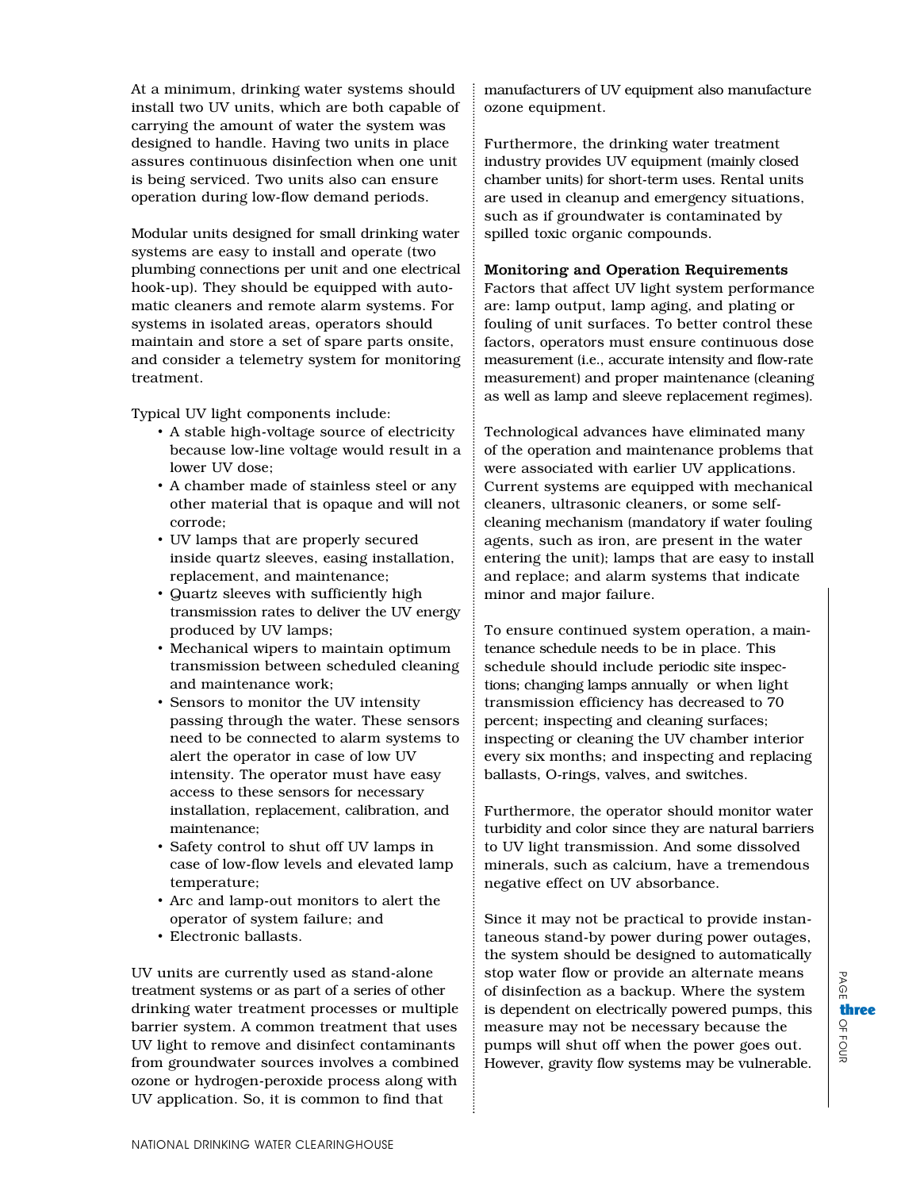At a minimum, drinking water systems should install two UV units, which are both capable of carrying the amount of water the system was designed to handle. Having two units in place assures continuous disinfection when one unit is being serviced. Two units also can ensure operation during low-flow demand periods.

Modular units designed for small drinking water systems are easy to install and operate (two plumbing connections per unit and one electrical hook-up). They should be equipped with automatic cleaners and remote alarm systems. For systems in isolated areas, operators should maintain and store a set of spare parts onsite, and consider a telemetry system for monitoring treatment.

Typical UV light components include:

- A stable high-voltage source of electricity because low-line voltage would result in a lower UV dose;
- A chamber made of stainless steel or any other material that is opaque and will not corrode;
- UV lamps that are properly secured inside quartz sleeves, easing installation, replacement, and maintenance;
- Quartz sleeves with sufficiently high transmission rates to deliver the UV energy produced by UV lamps;
- Mechanical wipers to maintain optimum transmission between scheduled cleaning and maintenance work;
- Sensors to monitor the UV intensity passing through the water. These sensors need to be connected to alarm systems to alert the operator in case of low UV intensity. The operator must have easy access to these sensors for necessary installation, replacement, calibration, and maintenance;
- Safety control to shut off UV lamps in case of low-flow levels and elevated lamp temperature;
- Arc and lamp-out monitors to alert the operator of system failure; and
- Electronic ballasts.

UV units are currently used as stand-alone treatment systems or as part of a series of other drinking water treatment processes or multiple barrier system. A common treatment that uses UV light to remove and disinfect contaminants from groundwater sources involves a combined ozone or hydrogen-peroxide process along with UV application. So, it is common to find that manufacturers of UV equipment also manufacture ozone equipment.

Furthermore, the drinking water treatment industry provides UV equipment (mainly closed chamber units) for short-term uses. Rental units are used in cleanup and emergency situations, such as if groundwater is contaminated by spilled toxic organic compounds.

**Monitoring and Operation Requirements**

Factors that affect UV light system performance are: lamp output, lamp aging, and plating or fouling of unit surfaces. To better control these factors, operators must ensure continuous dose measurement (i.e., accurate intensity and flow-rate measurement) and proper maintenance (cleaning as well as lamp and sleeve replacement regimes).

Technological advances have eliminated many of the operation and maintenance problems that were associated with earlier UV applications. Current systems are equipped with mechanical cleaners, ultrasonic cleaners, or some self-cleaning mechanism (mandatory if water fouling agents, such as iron, are present in the water entering the unit); lamps that are easy to install and replace; and alarm systems that indicate minor and major failure.

To ensure continued system operation, a maintenance schedule needs to be in place. This schedule should include periodic site inspections; changing lamps annually or when light transmission efficiency has decreased to 70 percent; inspecting and cleaning surfaces; inspecting or cleaning the UV chamber interior every six months; and inspecting and replacing ballasts, O-rings, valves, and switches.

Furthermore, the operator should monitor water turbidity and color since they are natural barriers to UV light transmission. And some dissolved minerals, such as calcium, have a tremendous negative effect on UV absorbance.

Since it may not be practical to provide instantaneous stand-by power during power outages, the system should be designed to automatically stop water flow or provide an alternate means of disinfection as a backup. Where the system is dependent on electrically powered pumps, this measure may not be necessary because the pumps will shut off when the power goes out. However, gravity flow systems may be vulnerable.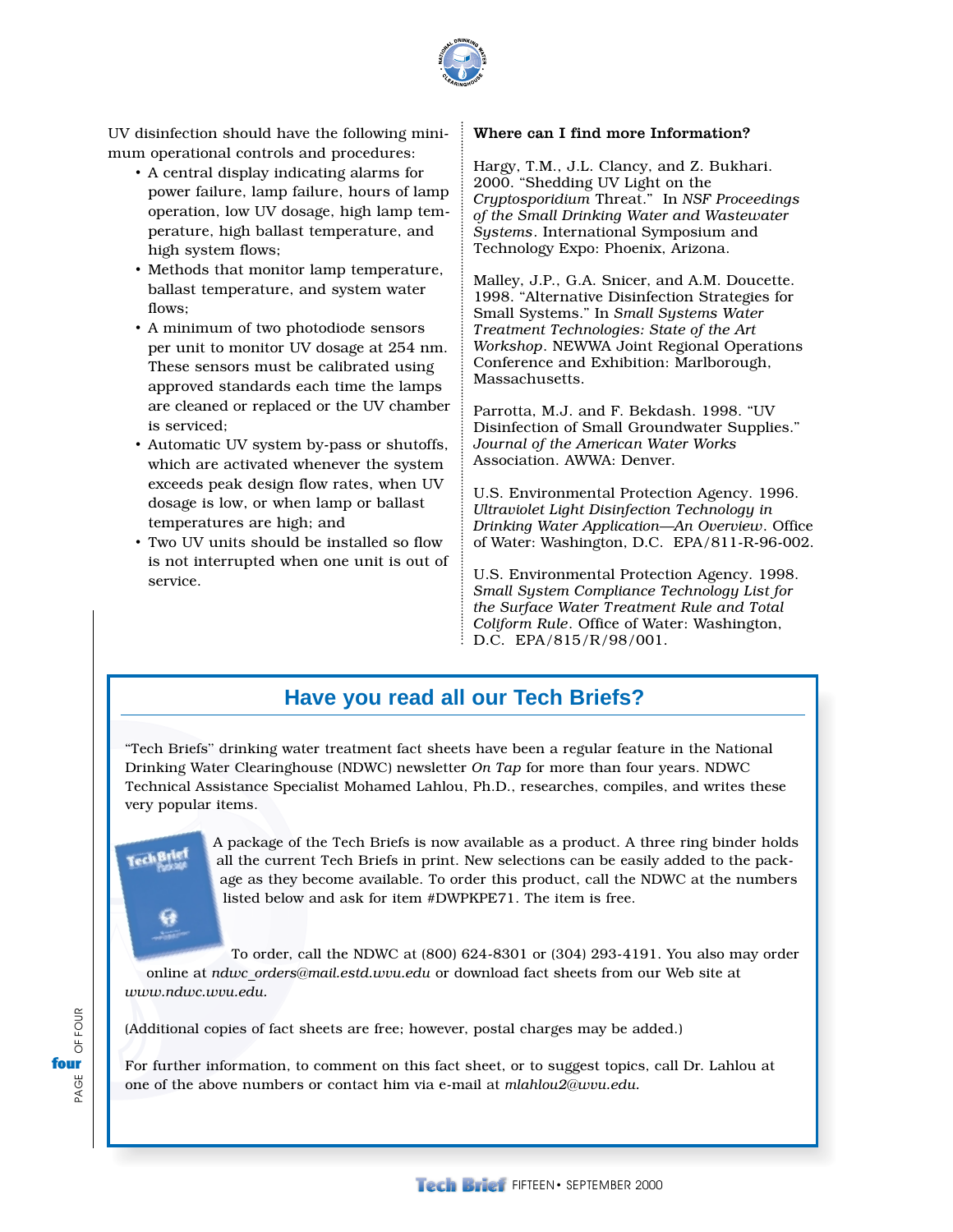UV disinfection should have the following minimum operational controls and procedures:

- A central display indicating alarms for power failure, lamp failure, hours of lamp operation, low UV dosage, high lamp temperature, high ballast temperature, and high system flows;
- Methods that monitor lamp temperature, ballast temperature, and system water flows;
- A minimum of two photodiode sensors per unit to monitor UV dosage at 254 nm. These sensors must be calibrated using approved standards each time the lamps are cleaned or replaced or the UV chamber is serviced;
- Automatic UV system by-pass or shutoffs, which are activated whenever the system exceeds peak design flow rates, when UV dosage is low, or when lamp or ballast temperatures are high; and
- Two UV units should be installed so flow is not interrupted when one unit is out of service.

**Where can I find more Information?**

Hargy, T.M., J.L. Clancy, and Z. Bukhari. 2000. "Shedding UV Light on the *Cryptosporidium* Threat." In *NSF Proceedings of the Small Drinking Water and Wastewater Systems*. International Symposium and Technology Expo: Phoenix, Arizona.

Malley, J.P., G.A. Snicer, and A.M. Doucette. 1998. "Alternative Disinfection Strategies for Small Systems." In *Small Systems Water Treatment Technologies: State of the Art Workshop*. NEWWA Joint Regional Operations Conference and Exhibition: Marlborough, Massachusetts.

Parrotta, M.J. and F. Bekdash. 1998. "UV Disinfection of Small Groundwater Supplies." *Journal of the American Water Works* Association. AWWA: Denver.

U.S. Environmental Protection Agency. 1996. *Ultraviolet Light Disinfection Technology in Drinking Water Application—An Overview*. Office of Water: Washington, D.C. EPA/811-R-96-002.

U.S. Environmental Protection Agency. 1998. *Small System Compliance Technology List for the Surface Water Treatment Rule and Total Coliform Rule*. Office of Water: Washington, D.C. EPA/815/R/98/001.

## Have you read all our Tech Briefs?

"Tech Briefs" drinking water treatment fact sheets have been a regular feature in the National Drinking Water Clearinghouse (NDWC) newsletter *On Tap* for more than four years. NDWC Technical Assistance Specialist Mohamed Lahlou, Ph.D., researches, compiles, and writes these very popular items.

A package of the Tech Briefs is now available as a product. A three ring binder holds all the current Tech Briefs in print. New selections can be easily added to the package as they become available. To order this product, call the NDWC at the numbers listed below and ask for item #DWPKPE71. The item is free.

To order, call the NDWC at (800) 624-8301 or (304) 293-4191. You also may order online at *ndwc_orders@mail.estd.wvu.edu* or download fact sheets from our Web site at *www.ndwc.wvu.edu*.

(Additional copies of fact sheets are free; however, postal charges may be added.)

For further information, to comment on this fact sheet, or to suggest topics, call Dr. Lahlou at one of the above numbers or contact him via e-mail at *mlahlou2@wvu.edu*.